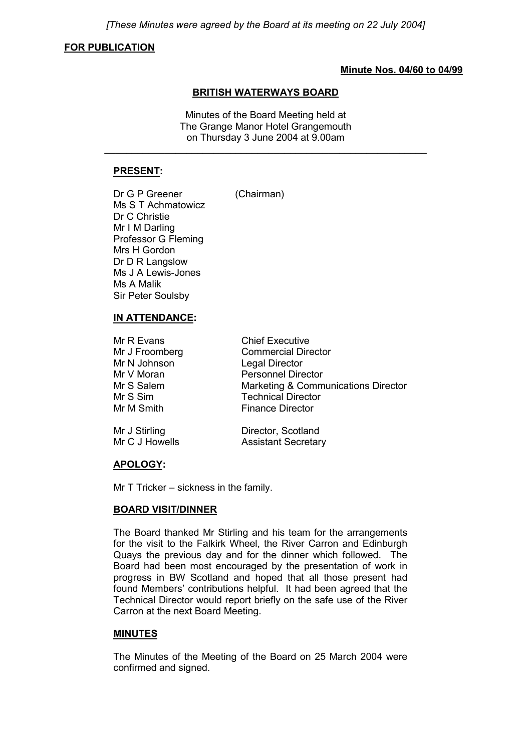*[These Minutes were agreed by the Board at its meeting on 22 July 2004]*

**FOR PUBLICATION**

**Minute Nos. 04/60 to 04/99**

# BRITISH WATERWAYS BOARD

Minutes of the Board Meeting held at
The Grange Manor Hotel Grangemouth
on Thursday 3 June 2004 at 9.00am

---

## PRESENT:

Dr G P Greener (Chairman)
Ms S T Achmatowicz
Dr C Christie
Mr I M Darling
Professor G Fleming
Mrs H Gordon
Dr D R Langslow
Ms J A Lewis-Jones
Ms A Malik
Sir Peter Soulsby

## IN ATTENDANCE:

| | |
|---|---|
| Mr R Evans | Chief Executive |
| Mr J Froomberg | Commercial Director |
| Mr N Johnson | Legal Director |
| Mr V Moran | Personnel Director |
| Mr S Salem | Marketing & Communications Director |
| Mr S Sim | Technical Director |
| Mr M Smith | Finance Director |
| Mr J Stirling | Director, Scotland |
| Mr C J Howells | Assistant Secretary |

## APOLOGY:

Mr T Tricker – sickness in the family.

## BOARD VISIT/DINNER

The Board thanked Mr Stirling and his team for the arrangements for the visit to the Falkirk Wheel, the River Carron and Edinburgh Quays the previous day and for the dinner which followed. The Board had been most encouraged by the presentation of work in progress in BW Scotland and hoped that all those present had found Members' contributions helpful. It had been agreed that the Technical Director would report briefly on the safe use of the River Carron at the next Board Meeting.

## MINUTES

The Minutes of the Meeting of the Board on 25 March 2004 were confirmed and signed.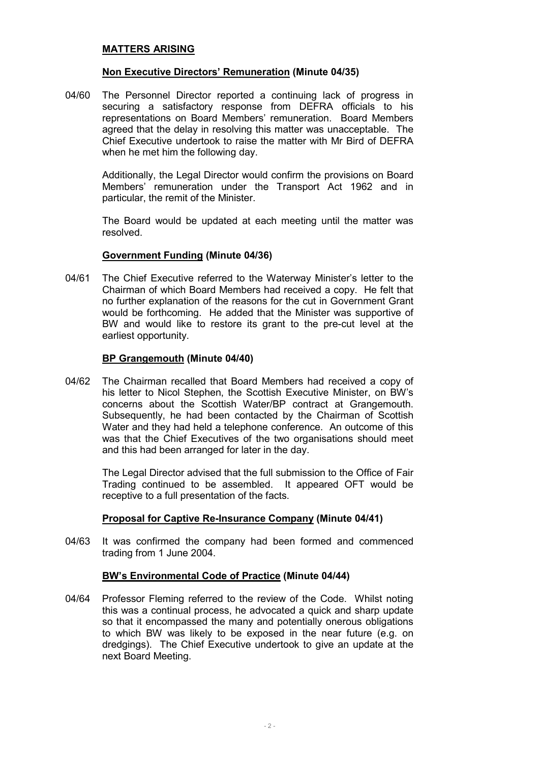## MATTERS ARISING

### Non Executive Directors' Remuneration (Minute 04/35)

04/60 The Personnel Director reported a continuing lack of progress in securing a satisfactory response from DEFRA officials to his representations on Board Members' remuneration. Board Members agreed that the delay in resolving this matter was unacceptable. The Chief Executive undertook to raise the matter with Mr Bird of DEFRA when he met him the following day.

Additionally, the Legal Director would confirm the provisions on Board Members' remuneration under the Transport Act 1962 and in particular, the remit of the Minister.

The Board would be updated at each meeting until the matter was resolved.

### Government Funding (Minute 04/36)

04/61 The Chief Executive referred to the Waterway Minister's letter to the Chairman of which Board Members had received a copy. He felt that no further explanation of the reasons for the cut in Government Grant would be forthcoming. He added that the Minister was supportive of BW and would like to restore its grant to the pre-cut level at the earliest opportunity.

### BP Grangemouth (Minute 04/40)

04/62 The Chairman recalled that Board Members had received a copy of his letter to Nicol Stephen, the Scottish Executive Minister, on BW's concerns about the Scottish Water/BP contract at Grangemouth. Subsequently, he had been contacted by the Chairman of Scottish Water and they had held a telephone conference. An outcome of this was that the Chief Executives of the two organisations should meet and this had been arranged for later in the day.

The Legal Director advised that the full submission to the Office of Fair Trading continued to be assembled. It appeared OFT would be receptive to a full presentation of the facts.

### Proposal for Captive Re-Insurance Company (Minute 04/41)

04/63 It was confirmed the company had been formed and commenced trading from 1 June 2004.

### BW's Environmental Code of Practice (Minute 04/44)

04/64 Professor Fleming referred to the review of the Code. Whilst noting this was a continual process, he advocated a quick and sharp update so that it encompassed the many and potentially onerous obligations to which BW was likely to be exposed in the near future (e.g. on dredgings). The Chief Executive undertook to give an update at the next Board Meeting.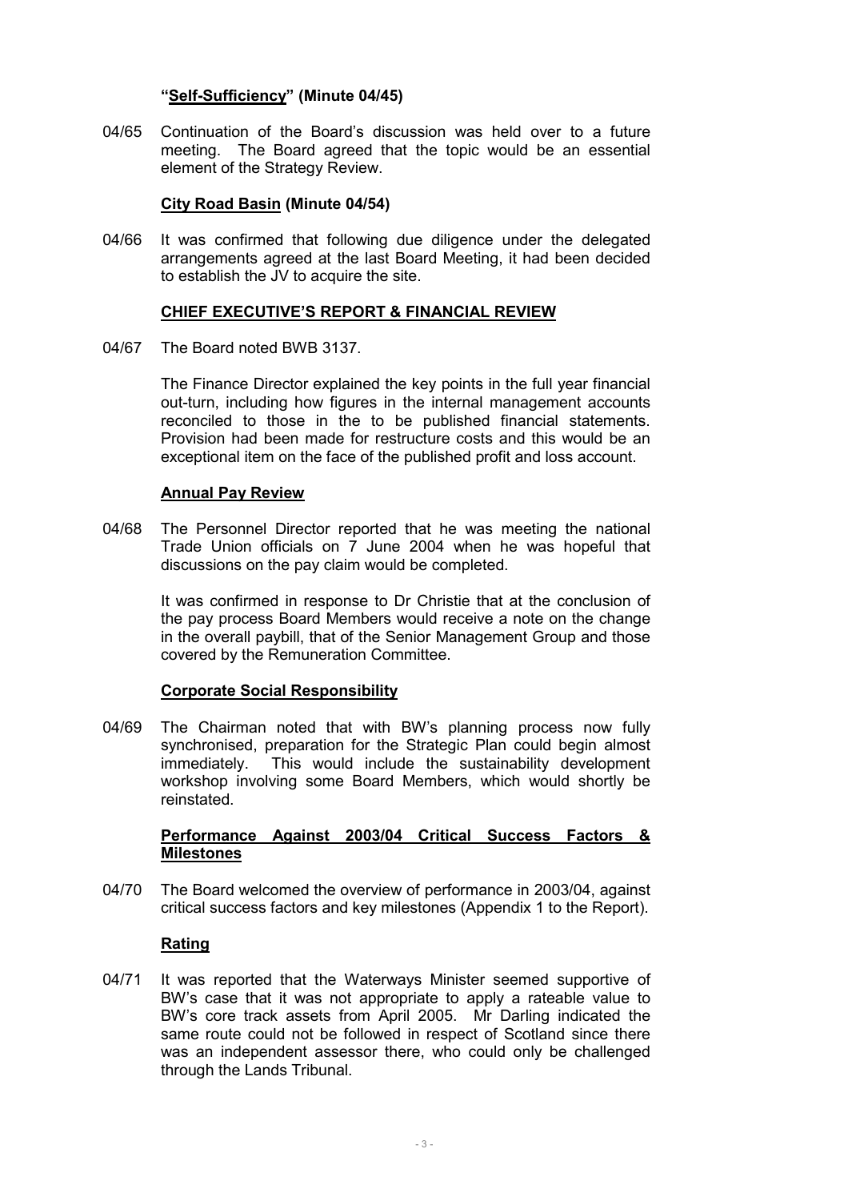**"Self-Sufficiency" (Minute 04/45)**

04/65 Continuation of the Board's discussion was held over to a future meeting. The Board agreed that the topic would be an essential element of the Strategy Review.

**City Road Basin (Minute 04/54)**

04/66 It was confirmed that following due diligence under the delegated arrangements agreed at the last Board Meeting, it had been decided to establish the JV to acquire the site.

**CHIEF EXECUTIVE'S REPORT & FINANCIAL REVIEW**

04/67 The Board noted BWB 3137.

The Finance Director explained the key points in the full year financial out-turn, including how figures in the internal management accounts reconciled to those in the to be published financial statements. Provision had been made for restructure costs and this would be an exceptional item on the face of the published profit and loss account.

**Annual Pay Review**

04/68 The Personnel Director reported that he was meeting the national Trade Union officials on 7 June 2004 when he was hopeful that discussions on the pay claim would be completed.

It was confirmed in response to Dr Christie that at the conclusion of the pay process Board Members would receive a note on the change in the overall paybill, that of the Senior Management Group and those covered by the Remuneration Committee.

**Corporate Social Responsibility**

04/69 The Chairman noted that with BW's planning process now fully synchronised, preparation for the Strategic Plan could begin almost immediately. This would include the sustainability development workshop involving some Board Members, which would shortly be reinstated.

**Performance Against 2003/04 Critical Success Factors & Milestones**

04/70 The Board welcomed the overview of performance in 2003/04, against critical success factors and key milestones (Appendix 1 to the Report).

**Rating**

04/71 It was reported that the Waterways Minister seemed supportive of BW's case that it was not appropriate to apply a rateable value to BW's core track assets from April 2005. Mr Darling indicated the same route could not be followed in respect of Scotland since there was an independent assessor there, who could only be challenged through the Lands Tribunal.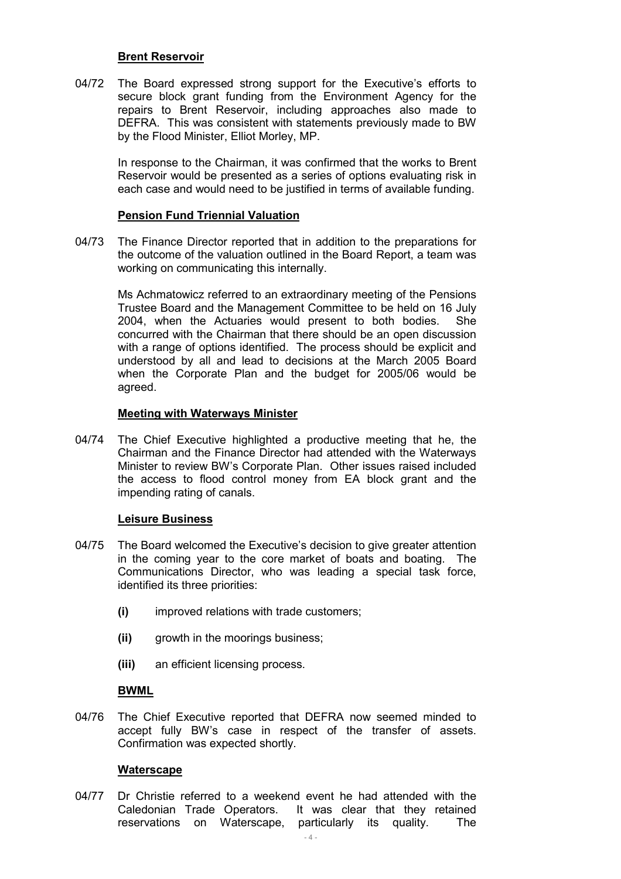**Brent Reservoir**

04/72 The Board expressed strong support for the Executive's efforts to secure block grant funding from the Environment Agency for the repairs to Brent Reservoir, including approaches also made to DEFRA. This was consistent with statements previously made to BW by the Flood Minister, Elliot Morley, MP.

In response to the Chairman, it was confirmed that the works to Brent Reservoir would be presented as a series of options evaluating risk in each case and would need to be justified in terms of available funding.

**Pension Fund Triennial Valuation**

04/73 The Finance Director reported that in addition to the preparations for the outcome of the valuation outlined in the Board Report, a team was working on communicating this internally.

Ms Achmatowicz referred to an extraordinary meeting of the Pensions Trustee Board and the Management Committee to be held on 16 July 2004, when the Actuaries would present to both bodies. She concurred with the Chairman that there should be an open discussion with a range of options identified. The process should be explicit and understood by all and lead to decisions at the March 2005 Board when the Corporate Plan and the budget for 2005/06 would be agreed.

**Meeting with Waterways Minister**

04/74 The Chief Executive highlighted a productive meeting that he, the Chairman and the Finance Director had attended with the Waterways Minister to review BW's Corporate Plan. Other issues raised included the access to flood control money from EA block grant and the impending rating of canals.

**Leisure Business**

04/75 The Board welcomed the Executive's decision to give greater attention in the coming year to the core market of boats and boating. The Communications Director, who was leading a special task force, identified its three priorities:

**(i)** improved relations with trade customers;

**(ii)** growth in the moorings business;

**(iii)** an efficient licensing process.

**BWML**

04/76 The Chief Executive reported that DEFRA now seemed minded to accept fully BW's case in respect of the transfer of assets. Confirmation was expected shortly.

**Waterscape**

04/77 Dr Christie referred to a weekend event he had attended with the Caledonian Trade Operators. It was clear that they retained reservations on Waterscape, particularly its quality. The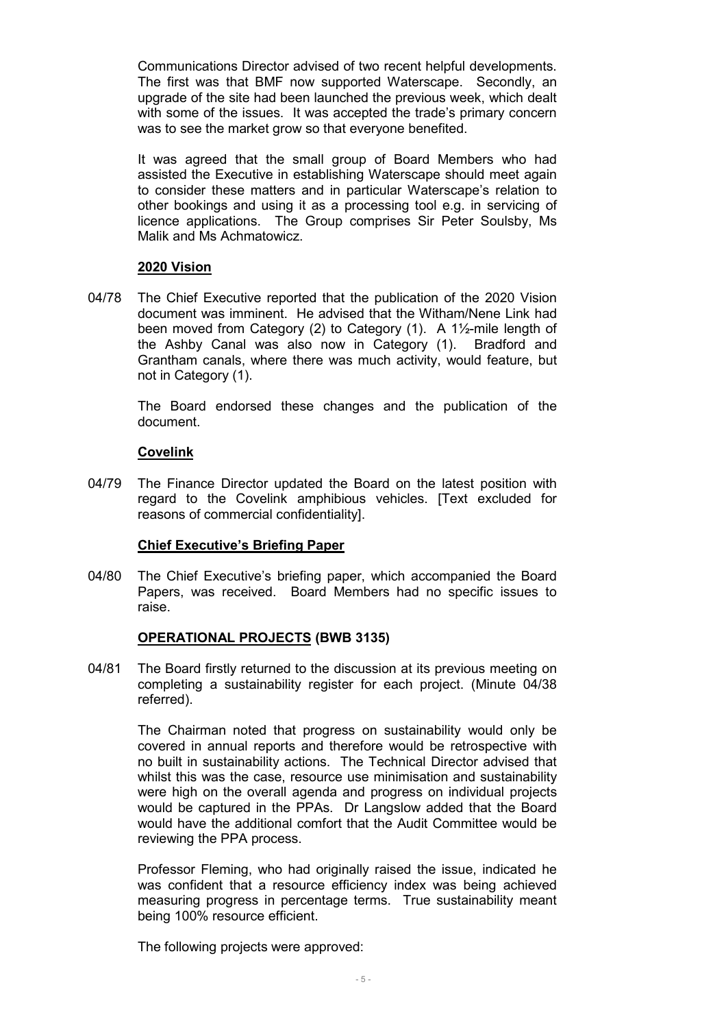Communications Director advised of two recent helpful developments. The first was that BMF now supported Waterscape. Secondly, an upgrade of the site had been launched the previous week, which dealt with some of the issues. It was accepted the trade's primary concern was to see the market grow so that everyone benefited.

It was agreed that the small group of Board Members who had assisted the Executive in establishing Waterscape should meet again to consider these matters and in particular Waterscape's relation to other bookings and using it as a processing tool e.g. in servicing of licence applications. The Group comprises Sir Peter Soulsby, Ms Malik and Ms Achmatowicz.

**2020 Vision**

04/78 The Chief Executive reported that the publication of the 2020 Vision document was imminent. He advised that the Witham/Nene Link had been moved from Category (2) to Category (1). A 1½-mile length of the Ashby Canal was also now in Category (1). Bradford and Grantham canals, where there was much activity, would feature, but not in Category (1).

The Board endorsed these changes and the publication of the document.

**Covelink**

04/79 The Finance Director updated the Board on the latest position with regard to the Covelink amphibious vehicles. [Text excluded for reasons of commercial confidentiality].

**Chief Executive's Briefing Paper**

04/80 The Chief Executive's briefing paper, which accompanied the Board Papers, was received. Board Members had no specific issues to raise.

**OPERATIONAL PROJECTS (BWB 3135)**

04/81 The Board firstly returned to the discussion at its previous meeting on completing a sustainability register for each project. (Minute 04/38 referred).

The Chairman noted that progress on sustainability would only be covered in annual reports and therefore would be retrospective with no built in sustainability actions. The Technical Director advised that whilst this was the case, resource use minimisation and sustainability were high on the overall agenda and progress on individual projects would be captured in the PPAs. Dr Langslow added that the Board would have the additional comfort that the Audit Committee would be reviewing the PPA process.

Professor Fleming, who had originally raised the issue, indicated he was confident that a resource efficiency index was being achieved measuring progress in percentage terms. True sustainability meant being 100% resource efficient.

The following projects were approved: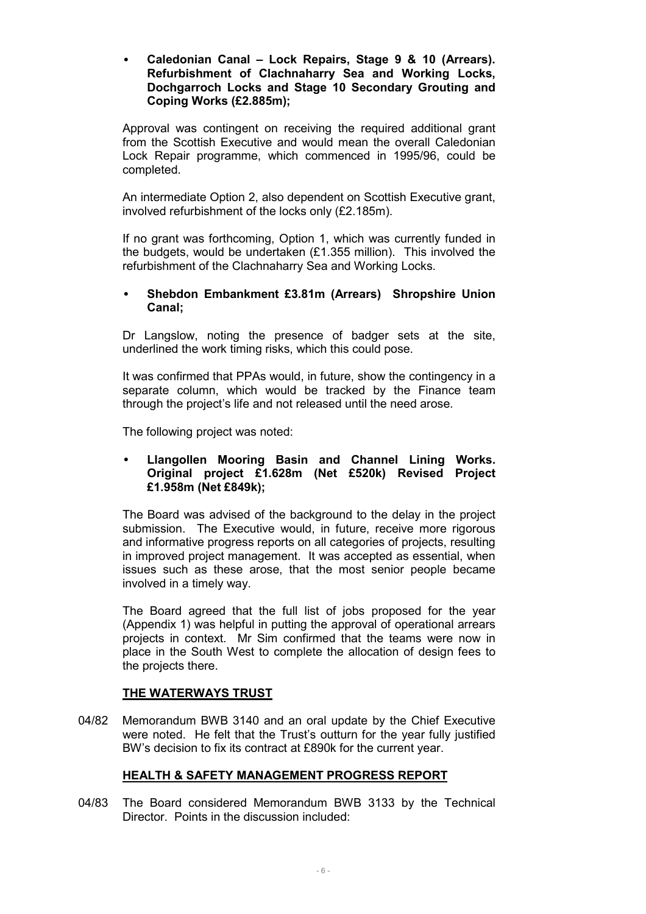- **Caledonian Canal – Lock Repairs, Stage 9 & 10 (Arrears). Refurbishment of Clachnaharry Sea and Working Locks, Dochgarroch Locks and Stage 10 Secondary Grouting and Coping Works (£2.885m);**

  Approval was contingent on receiving the required additional grant from the Scottish Executive and would mean the overall Caledonian Lock Repair programme, which commenced in 1995/96, could be completed.

  An intermediate Option 2, also dependent on Scottish Executive grant, involved refurbishment of the locks only (£2.185m).

  If no grant was forthcoming, Option 1, which was currently funded in the budgets, would be undertaken (£1.355 million). This involved the refurbishment of the Clachnaharry Sea and Working Locks.

- **Shebdon Embankment £3.81m (Arrears) Shropshire Union Canal;**

  Dr Langslow, noting the presence of badger sets at the site, underlined the work timing risks, which this could pose.

  It was confirmed that PPAs would, in future, show the contingency in a separate column, which would be tracked by the Finance team through the project's life and not released until the need arose.

  The following project was noted:

- **Llangollen Mooring Basin and Channel Lining Works. Original project £1.628m (Net £520k) Revised Project £1.958m (Net £849k);**

  The Board was advised of the background to the delay in the project submission. The Executive would, in future, receive more rigorous and informative progress reports on all categories of projects, resulting in improved project management. It was accepted as essential, when issues such as these arose, that the most senior people became involved in a timely way.

  The Board agreed that the full list of jobs proposed for the year (Appendix 1) was helpful in putting the approval of operational arrears projects in context. Mr Sim confirmed that the teams were now in place in the South West to complete the allocation of design fees to the projects there.

## THE WATERWAYS TRUST

04/82 Memorandum BWB 3140 and an oral update by the Chief Executive were noted. He felt that the Trust's outturn for the year fully justified BW's decision to fix its contract at £890k for the current year.

## HEALTH & SAFETY MANAGEMENT PROGRESS REPORT

04/83 The Board considered Memorandum BWB 3133 by the Technical Director. Points in the discussion included: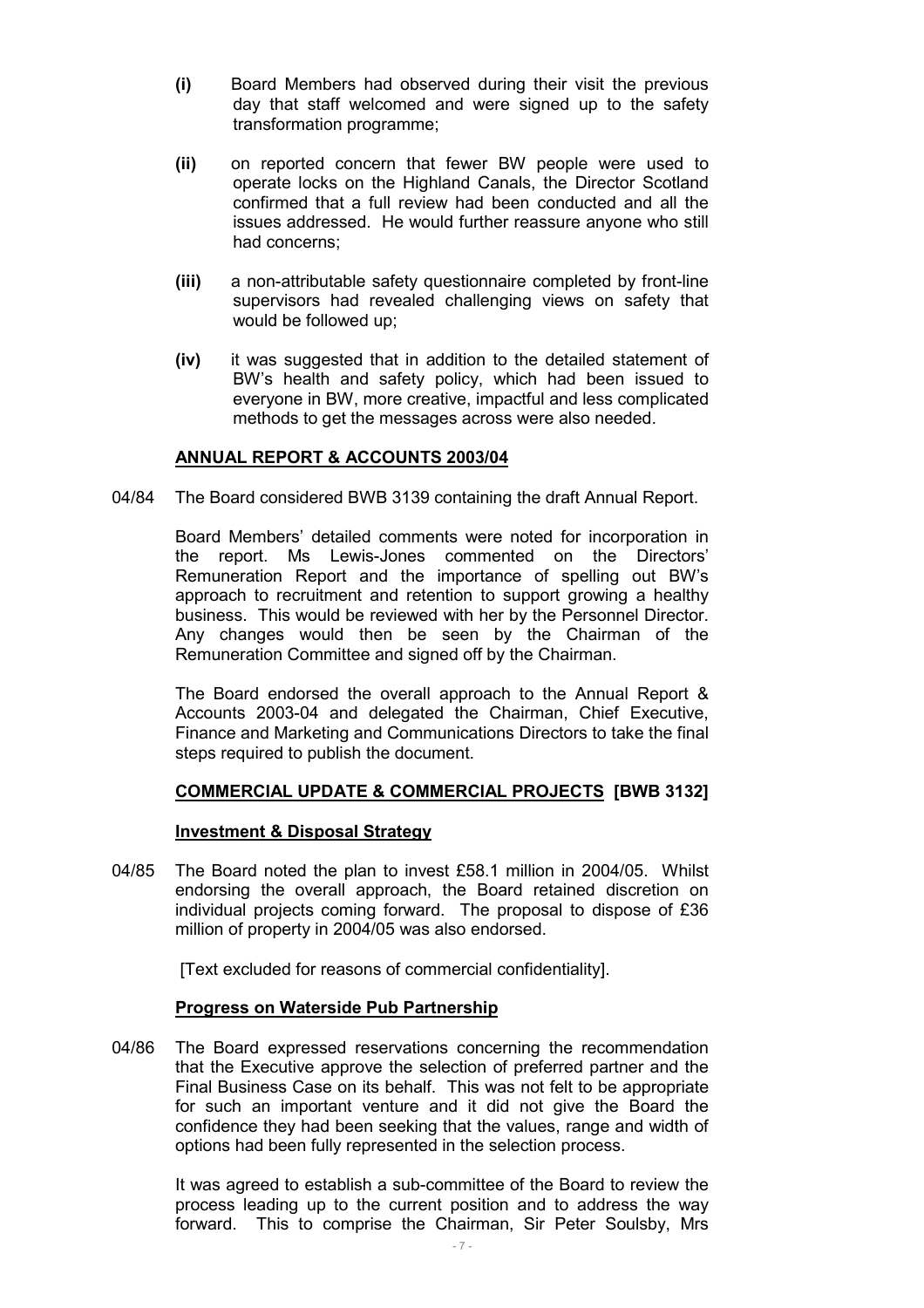**(i)** Board Members had observed during their visit the previous day that staff welcomed and were signed up to the safety transformation programme;

**(ii)** on reported concern that fewer BW people were used to operate locks on the Highland Canals, the Director Scotland confirmed that a full review had been conducted and all the issues addressed. He would further reassure anyone who still had concerns;

**(iii)** a non-attributable safety questionnaire completed by front-line supervisors had revealed challenging views on safety that would be followed up;

**(iv)** it was suggested that in addition to the detailed statement of BW's health and safety policy, which had been issued to everyone in BW, more creative, impactful and less complicated methods to get the messages across were also needed.

**ANNUAL REPORT & ACCOUNTS 2003/04**

04/84 The Board considered BWB 3139 containing the draft Annual Report.

Board Members' detailed comments were noted for incorporation in the report. Ms Lewis-Jones commented on the Directors' Remuneration Report and the importance of spelling out BW's approach to recruitment and retention to support growing a healthy business. This would be reviewed with her by the Personnel Director. Any changes would then be seen by the Chairman of the Remuneration Committee and signed off by the Chairman.

The Board endorsed the overall approach to the Annual Report & Accounts 2003-04 and delegated the Chairman, Chief Executive, Finance and Marketing and Communications Directors to take the final steps required to publish the document.

**COMMERCIAL UPDATE & COMMERCIAL PROJECTS [BWB 3132]**

**Investment & Disposal Strategy**

04/85 The Board noted the plan to invest £58.1 million in 2004/05. Whilst endorsing the overall approach, the Board retained discretion on individual projects coming forward. The proposal to dispose of £36 million of property in 2004/05 was also endorsed.

[Text excluded for reasons of commercial confidentiality].

**Progress on Waterside Pub Partnership**

04/86 The Board expressed reservations concerning the recommendation that the Executive approve the selection of preferred partner and the Final Business Case on its behalf. This was not felt to be appropriate for such an important venture and it did not give the Board the confidence they had been seeking that the values, range and width of options had been fully represented in the selection process.

It was agreed to establish a sub-committee of the Board to review the process leading up to the current position and to address the way forward. This to comprise the Chairman, Sir Peter Soulsby, Mrs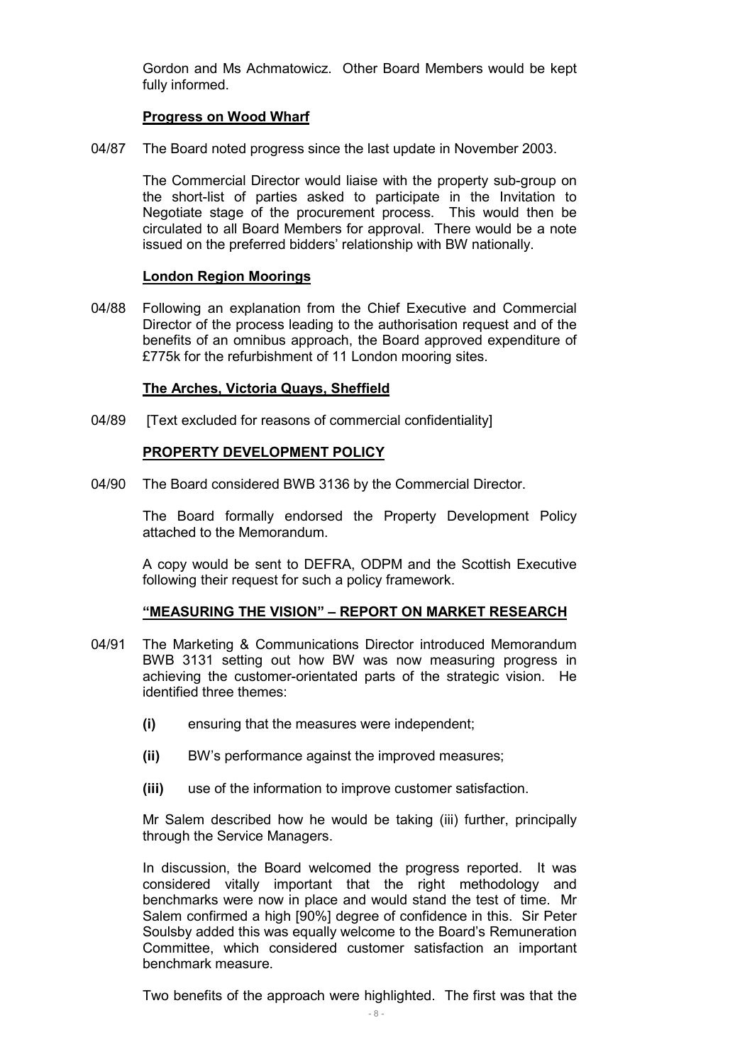Gordon and Ms Achmatowicz. Other Board Members would be kept fully informed.

**Progress on Wood Wharf**

04/87 The Board noted progress since the last update in November 2003.

The Commercial Director would liaise with the property sub-group on the short-list of parties asked to participate in the Invitation to Negotiate stage of the procurement process. This would then be circulated to all Board Members for approval. There would be a note issued on the preferred bidders' relationship with BW nationally.

**London Region Moorings**

04/88 Following an explanation from the Chief Executive and Commercial Director of the process leading to the authorisation request and of the benefits of an omnibus approach, the Board approved expenditure of £775k for the refurbishment of 11 London mooring sites.

**The Arches, Victoria Quays, Sheffield**

04/89 [Text excluded for reasons of commercial confidentiality]

**PROPERTY DEVELOPMENT POLICY**

04/90 The Board considered BWB 3136 by the Commercial Director.

The Board formally endorsed the Property Development Policy attached to the Memorandum.

A copy would be sent to DEFRA, ODPM and the Scottish Executive following their request for such a policy framework.

**"MEASURING THE VISION" – REPORT ON MARKET RESEARCH**

04/91 The Marketing & Communications Director introduced Memorandum BWB 3131 setting out how BW was now measuring progress in achieving the customer-orientated parts of the strategic vision. He identified three themes:

**(i)** ensuring that the measures were independent;

**(ii)** BW's performance against the improved measures;

**(iii)** use of the information to improve customer satisfaction.

Mr Salem described how he would be taking (iii) further, principally through the Service Managers.

In discussion, the Board welcomed the progress reported. It was considered vitally important that the right methodology and benchmarks were now in place and would stand the test of time. Mr Salem confirmed a high [90%] degree of confidence in this. Sir Peter Soulsby added this was equally welcome to the Board's Remuneration Committee, which considered customer satisfaction an important benchmark measure.

Two benefits of the approach were highlighted. The first was that the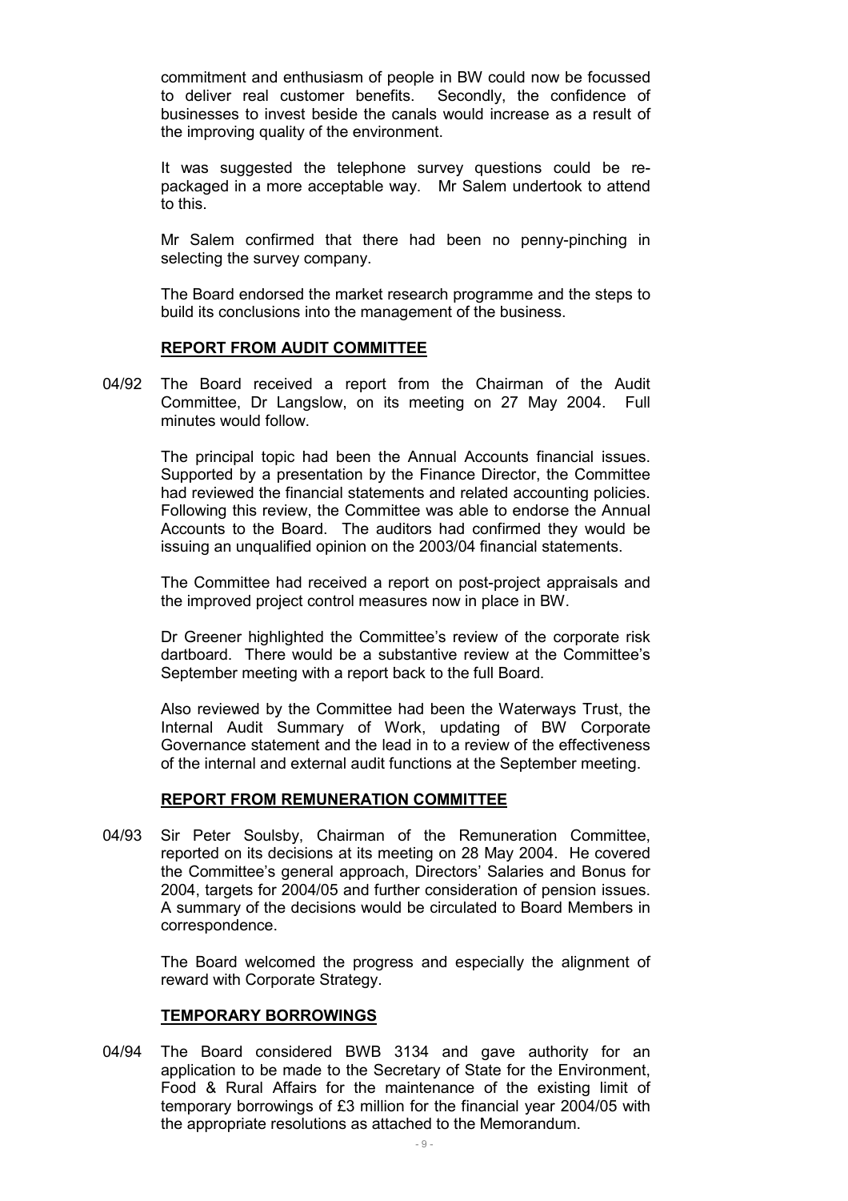commitment and enthusiasm of people in BW could now be focussed to deliver real customer benefits. Secondly, the confidence of businesses to invest beside the canals would increase as a result of the improving quality of the environment.

It was suggested the telephone survey questions could be re-packaged in a more acceptable way. Mr Salem undertook to attend to this.

Mr Salem confirmed that there had been no penny-pinching in selecting the survey company.

The Board endorsed the market research programme and the steps to build its conclusions into the management of the business.

**REPORT FROM AUDIT COMMITTEE**

04/92 The Board received a report from the Chairman of the Audit Committee, Dr Langslow, on its meeting on 27 May 2004. Full minutes would follow.

The principal topic had been the Annual Accounts financial issues. Supported by a presentation by the Finance Director, the Committee had reviewed the financial statements and related accounting policies. Following this review, the Committee was able to endorse the Annual Accounts to the Board. The auditors had confirmed they would be issuing an unqualified opinion on the 2003/04 financial statements.

The Committee had received a report on post-project appraisals and the improved project control measures now in place in BW.

Dr Greener highlighted the Committee's review of the corporate risk dartboard. There would be a substantive review at the Committee's September meeting with a report back to the full Board.

Also reviewed by the Committee had been the Waterways Trust, the Internal Audit Summary of Work, updating of BW Corporate Governance statement and the lead in to a review of the effectiveness of the internal and external audit functions at the September meeting.

**REPORT FROM REMUNERATION COMMITTEE**

04/93 Sir Peter Soulsby, Chairman of the Remuneration Committee, reported on its decisions at its meeting on 28 May 2004. He covered the Committee's general approach, Directors' Salaries and Bonus for 2004, targets for 2004/05 and further consideration of pension issues. A summary of the decisions would be circulated to Board Members in correspondence.

The Board welcomed the progress and especially the alignment of reward with Corporate Strategy.

**TEMPORARY BORROWINGS**

04/94 The Board considered BWB 3134 and gave authority for an application to be made to the Secretary of State for the Environment, Food & Rural Affairs for the maintenance of the existing limit of temporary borrowings of £3 million for the financial year 2004/05 with the appropriate resolutions as attached to the Memorandum.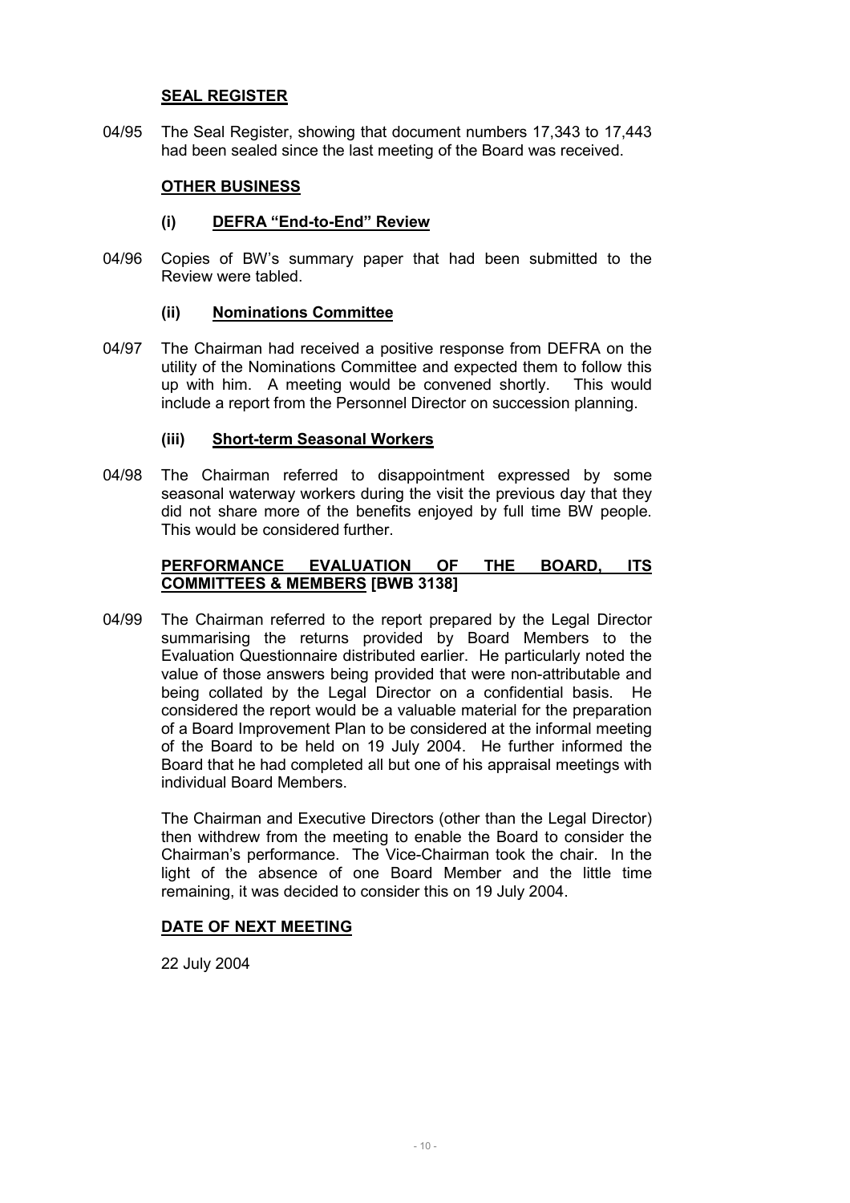**SEAL REGISTER**

04/95 The Seal Register, showing that document numbers 17,343 to 17,443 had been sealed since the last meeting of the Board was received.

**OTHER BUSINESS**

**(i) DEFRA "End-to-End" Review**

04/96 Copies of BW's summary paper that had been submitted to the Review were tabled.

**(ii) Nominations Committee**

04/97 The Chairman had received a positive response from DEFRA on the utility of the Nominations Committee and expected them to follow this up with him. A meeting would be convened shortly. This would include a report from the Personnel Director on succession planning.

**(iii) Short-term Seasonal Workers**

04/98 The Chairman referred to disappointment expressed by some seasonal waterway workers during the visit the previous day that they did not share more of the benefits enjoyed by full time BW people. This would be considered further.

**PERFORMANCE EVALUATION OF THE BOARD, ITS COMMITTEES & MEMBERS [BWB 3138]**

04/99 The Chairman referred to the report prepared by the Legal Director summarising the returns provided by Board Members to the Evaluation Questionnaire distributed earlier. He particularly noted the value of those answers being provided that were non-attributable and being collated by the Legal Director on a confidential basis. He considered the report would be a valuable material for the preparation of a Board Improvement Plan to be considered at the informal meeting of the Board to be held on 19 July 2004. He further informed the Board that he had completed all but one of his appraisal meetings with individual Board Members.

The Chairman and Executive Directors (other than the Legal Director) then withdrew from the meeting to enable the Board to consider the Chairman's performance. The Vice-Chairman took the chair. In the light of the absence of one Board Member and the little time remaining, it was decided to consider this on 19 July 2004.

**DATE OF NEXT MEETING**

22 July 2004